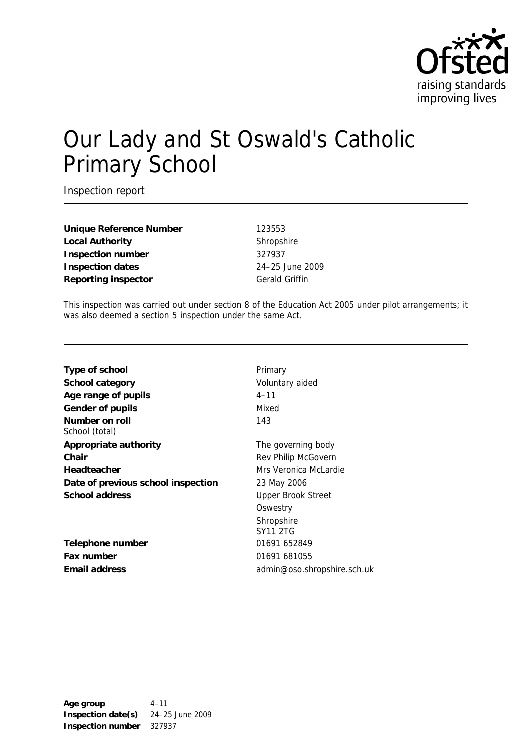Ofsted
raising standards
improving lives

# Our Lady and St Oswald's Catholic Primary School

Inspection report

| | |
|---|---|
| **Unique Reference Number** | 123553 |
| **Local Authority** | Shropshire |
| **Inspection number** | 327937 |
| **Inspection dates** | 24–25 June 2009 |
| **Reporting inspector** | Gerald Griffin |

This inspection was carried out under section 8 of the Education Act 2005 under pilot arrangements; it was also deemed a section 5 inspection under the same Act.

| | |
|---|---|
| **Type of school** | Primary |
| **School category** | Voluntary aided |
| **Age range of pupils** | 4–11 |
| **Gender of pupils** | Mixed |
| **Number on roll** School (total) | 143 |
| **Appropriate authority** | The governing body |
| **Chair** | Rev Philip McGovern |
| **Headteacher** | Mrs Veronica McLardie |
| **Date of previous school inspection** | 23 May 2006 |
| **School address** | Upper Brook Street<br>Oswestry<br>Shropshire<br>SY11 2TG |
| **Telephone number** | 01691 652849 |
| **Fax number** | 01691 681055 |
| **Email address** | admin@oso.shropshire.sch.uk |

| | |
|---|---|
| **Age group** | 4–11 |
| **Inspection date(s)** | 24–25 June 2009 |
| **Inspection number** | 327937 |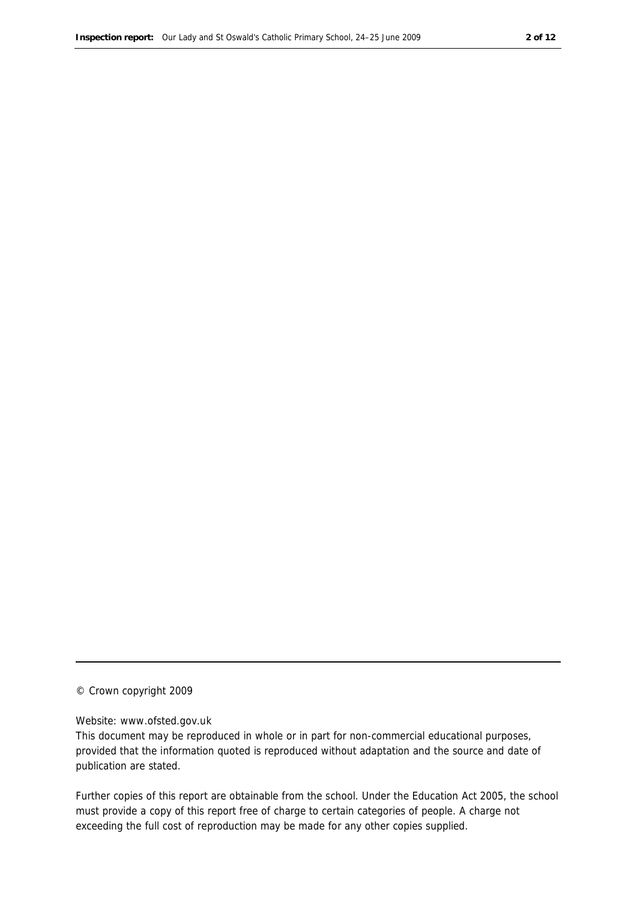© Crown copyright 2009

Website: www.ofsted.gov.uk

This document may be reproduced in whole or in part for non-commercial educational purposes, provided that the information quoted is reproduced without adaptation and the source and date of publication are stated.

Further copies of this report are obtainable from the school. Under the Education Act 2005, the school must provide a copy of this report free of charge to certain categories of people. A charge not exceeding the full cost of reproduction may be made for any other copies supplied.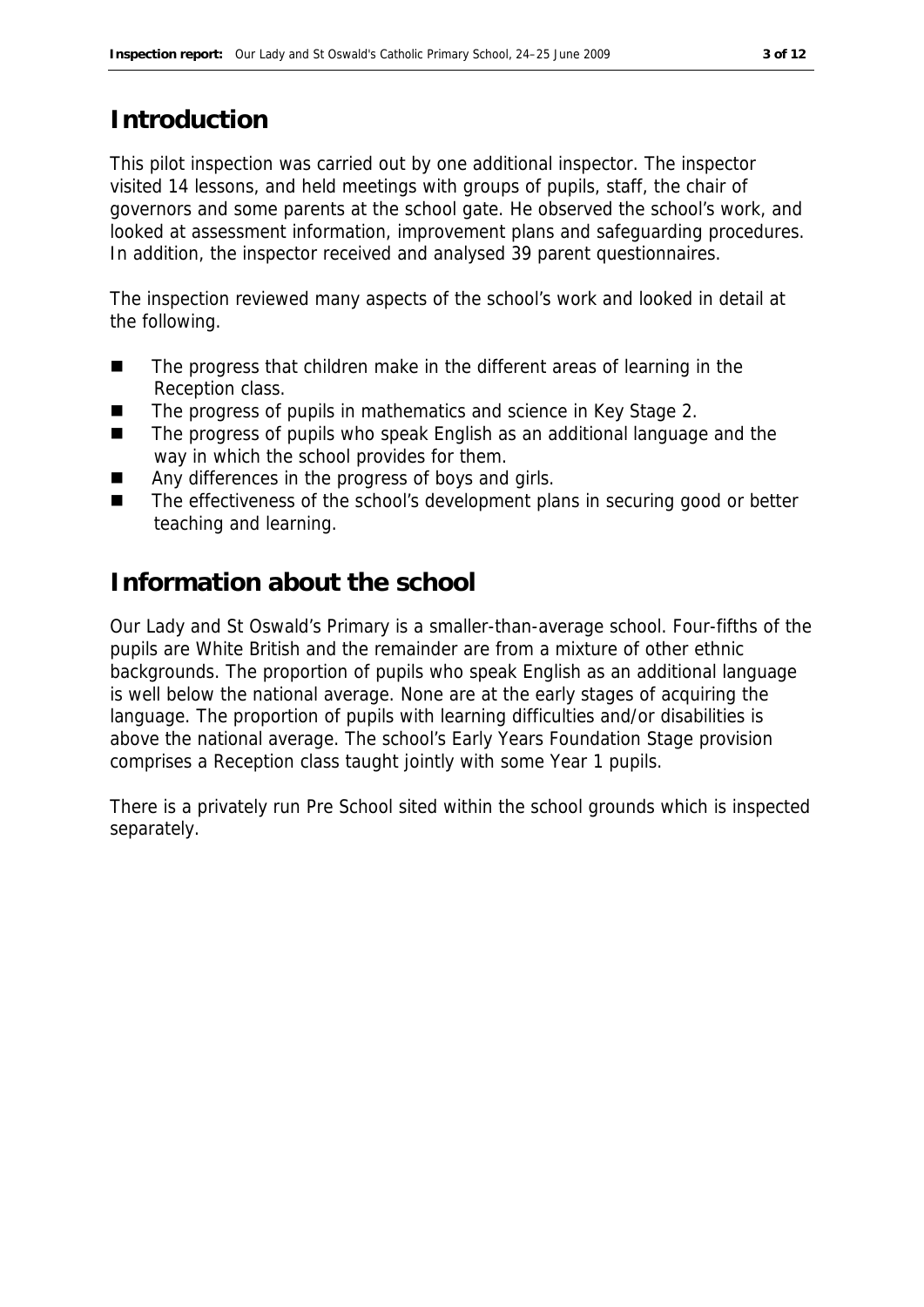## Introduction

This pilot inspection was carried out by one additional inspector. The inspector visited 14 lessons, and held meetings with groups of pupils, staff, the chair of governors and some parents at the school gate. He observed the school's work, and looked at assessment information, improvement plans and safeguarding procedures. In addition, the inspector received and analysed 39 parent questionnaires.

The inspection reviewed many aspects of the school's work and looked in detail at the following.

- The progress that children make in the different areas of learning in the Reception class.
- The progress of pupils in mathematics and science in Key Stage 2.
- The progress of pupils who speak English as an additional language and the way in which the school provides for them.
- Any differences in the progress of boys and girls.
- The effectiveness of the school's development plans in securing good or better teaching and learning.

## Information about the school

Our Lady and St Oswald's Primary is a smaller-than-average school. Four-fifths of the pupils are White British and the remainder are from a mixture of other ethnic backgrounds. The proportion of pupils who speak English as an additional language is well below the national average. None are at the early stages of acquiring the language. The proportion of pupils with learning difficulties and/or disabilities is above the national average. The school's Early Years Foundation Stage provision comprises a Reception class taught jointly with some Year 1 pupils.

There is a privately run Pre School sited within the school grounds which is inspected separately.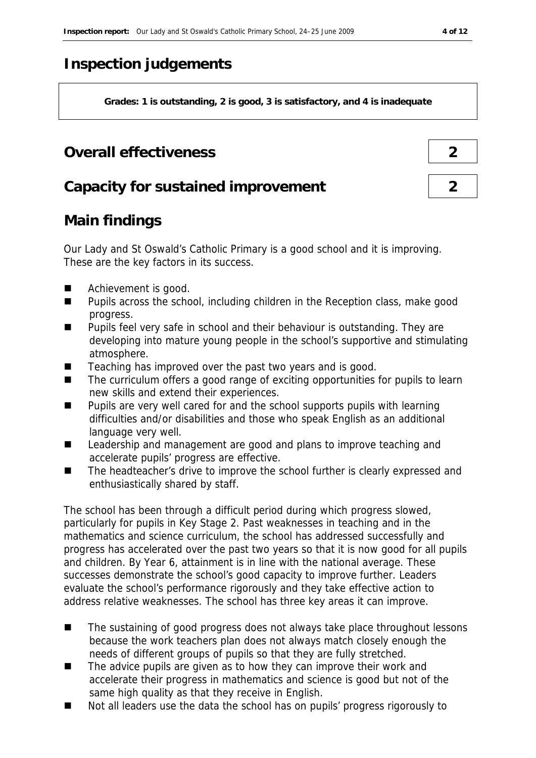# Inspection judgements

**Grades: 1 is outstanding, 2 is good, 3 is satisfactory, and 4 is inadequate**

## Overall effectiveness **2**

## Capacity for sustained improvement **2**

## Main findings

Our Lady and St Oswald's Catholic Primary is a good school and it is improving. These are the key factors in its success.

- Achievement is good.
- Pupils across the school, including children in the Reception class, make good progress.
- Pupils feel very safe in school and their behaviour is outstanding. They are developing into mature young people in the school's supportive and stimulating atmosphere.
- Teaching has improved over the past two years and is good.
- The curriculum offers a good range of exciting opportunities for pupils to learn new skills and extend their experiences.
- Pupils are very well cared for and the school supports pupils with learning difficulties and/or disabilities and those who speak English as an additional language very well.
- Leadership and management are good and plans to improve teaching and accelerate pupils' progress are effective.
- The headteacher's drive to improve the school further is clearly expressed and enthusiastically shared by staff.

The school has been through a difficult period during which progress slowed, particularly for pupils in Key Stage 2. Past weaknesses in teaching and in the mathematics and science curriculum, the school has addressed successfully and progress has accelerated over the past two years so that it is now good for all pupils and children. By Year 6, attainment is in line with the national average. These successes demonstrate the school's good capacity to improve further. Leaders evaluate the school's performance rigorously and they take effective action to address relative weaknesses. The school has three key areas it can improve.

- The sustaining of good progress does not always take place throughout lessons because the work teachers plan does not always match closely enough the needs of different groups of pupils so that they are fully stretched.
- The advice pupils are given as to how they can improve their work and accelerate their progress in mathematics and science is good but not of the same high quality as that they receive in English.
- Not all leaders use the data the school has on pupils' progress rigorously to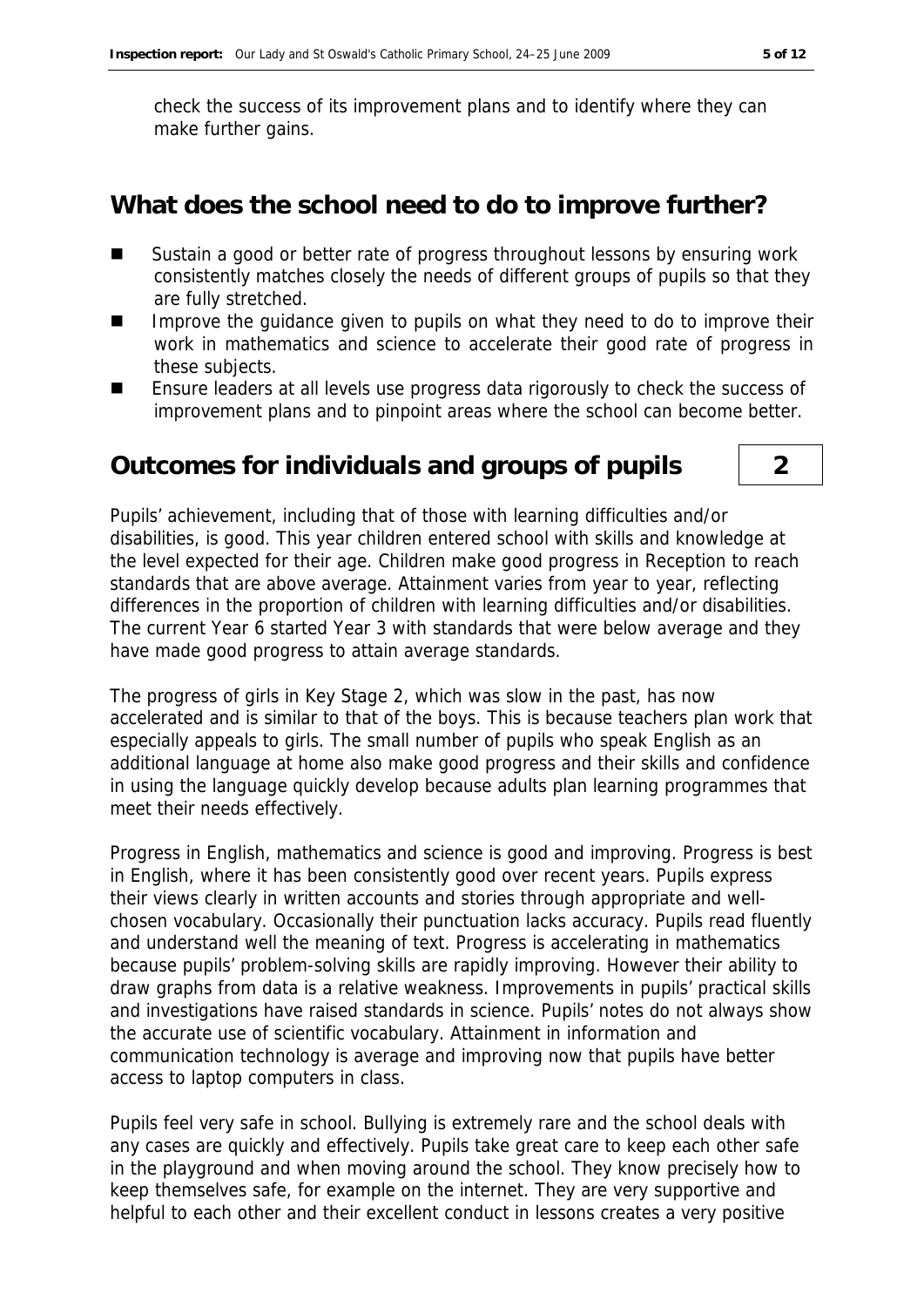check the success of its improvement plans and to identify where they can make further gains.

## What does the school need to do to improve further?

- Sustain a good or better rate of progress throughout lessons by ensuring work consistently matches closely the needs of different groups of pupils so that they are fully stretched.
- Improve the guidance given to pupils on what they need to do to improve their work in mathematics and science to accelerate their good rate of progress in these subjects.
- Ensure leaders at all levels use progress data rigorously to check the success of improvement plans and to pinpoint areas where the school can become better.

## Outcomes for individuals and groups of pupils — 2

Pupils' achievement, including that of those with learning difficulties and/or disabilities, is good. This year children entered school with skills and knowledge at the level expected for their age. Children make good progress in Reception to reach standards that are above average. Attainment varies from year to year, reflecting differences in the proportion of children with learning difficulties and/or disabilities. The current Year 6 started Year 3 with standards that were below average and they have made good progress to attain average standards.

The progress of girls in Key Stage 2, which was slow in the past, has now accelerated and is similar to that of the boys. This is because teachers plan work that especially appeals to girls. The small number of pupils who speak English as an additional language at home also make good progress and their skills and confidence in using the language quickly develop because adults plan learning programmes that meet their needs effectively.

Progress in English, mathematics and science is good and improving. Progress is best in English, where it has been consistently good over recent years. Pupils express their views clearly in written accounts and stories through appropriate and well-chosen vocabulary. Occasionally their punctuation lacks accuracy. Pupils read fluently and understand well the meaning of text. Progress is accelerating in mathematics because pupils' problem-solving skills are rapidly improving. However their ability to draw graphs from data is a relative weakness. Improvements in pupils' practical skills and investigations have raised standards in science. Pupils' notes do not always show the accurate use of scientific vocabulary. Attainment in information and communication technology is average and improving now that pupils have better access to laptop computers in class.

Pupils feel very safe in school. Bullying is extremely rare and the school deals with any cases are quickly and effectively. Pupils take great care to keep each other safe in the playground and when moving around the school. They know precisely how to keep themselves safe, for example on the internet. They are very supportive and helpful to each other and their excellent conduct in lessons creates a very positive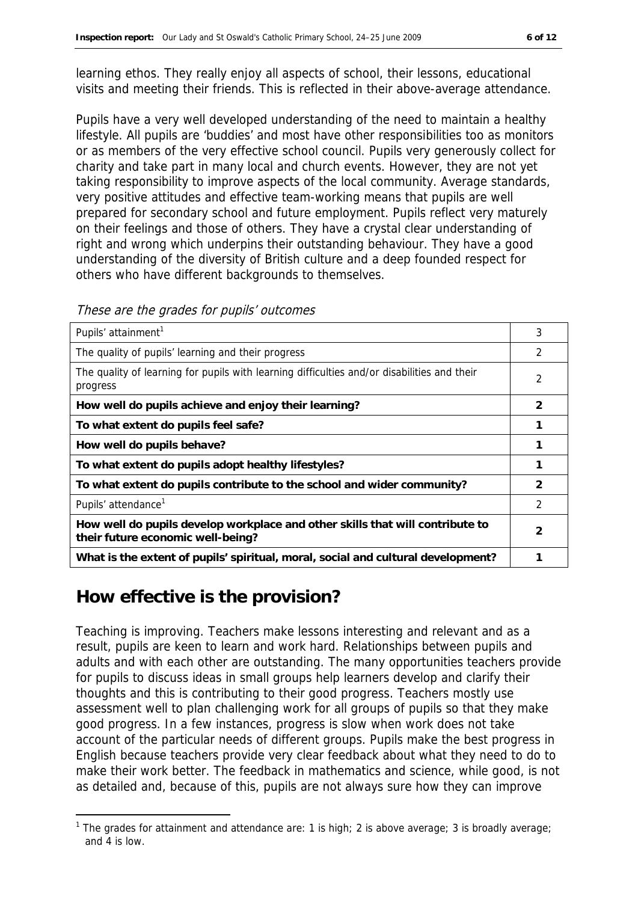learning ethos. They really enjoy all aspects of school, their lessons, educational visits and meeting their friends. This is reflected in their above-average attendance.

Pupils have a very well developed understanding of the need to maintain a healthy lifestyle. All pupils are 'buddies' and most have other responsibilities too as monitors or as members of the very effective school council. Pupils very generously collect for charity and take part in many local and church events. However, they are not yet taking responsibility to improve aspects of the local community. Average standards, very positive attitudes and effective team-working means that pupils are well prepared for secondary school and future employment. Pupils reflect very maturely on their feelings and those of others. They have a crystal clear understanding of right and wrong which underpins their outstanding behaviour. They have a good understanding of the diversity of British culture and a deep founded respect for others who have different backgrounds to themselves.

*These are the grades for pupils' outcomes*

| | |
|---|---|
| Pupils' attainment[1] | 3 |
| The quality of pupils' learning and their progress | 2 |
| The quality of learning for pupils with learning difficulties and/or disabilities and their progress | 2 |
| **How well do pupils achieve and enjoy their learning?** | **2** |
| **To what extent do pupils feel safe?** | **1** |
| **How well do pupils behave?** | **1** |
| **To what extent do pupils adopt healthy lifestyles?** | **1** |
| **To what extent do pupils contribute to the school and wider community?** | **2** |
| Pupils' attendance[1] | 2 |
| **How well do pupils develop workplace and other skills that will contribute to their future economic well-being?** | **2** |
| **What is the extent of pupils' spiritual, moral, social and cultural development?** | **1** |

## How effective is the provision?

Teaching is improving. Teachers make lessons interesting and relevant and as a result, pupils are keen to learn and work hard. Relationships between pupils and adults and with each other are outstanding. The many opportunities teachers provide for pupils to discuss ideas in small groups help learners develop and clarify their thoughts and this is contributing to their good progress. Teachers mostly use assessment well to plan challenging work for all groups of pupils so that they make good progress. In a few instances, progress is slow when work does not take account of the particular needs of different groups. Pupils make the best progress in English because teachers provide very clear feedback about what they need to do to make their work better. The feedback in mathematics and science, while good, is not as detailed and, because of this, pupils are not always sure how they can improve

[1] The grades for attainment and attendance are: 1 is high; 2 is above average; 3 is broadly average; and 4 is low.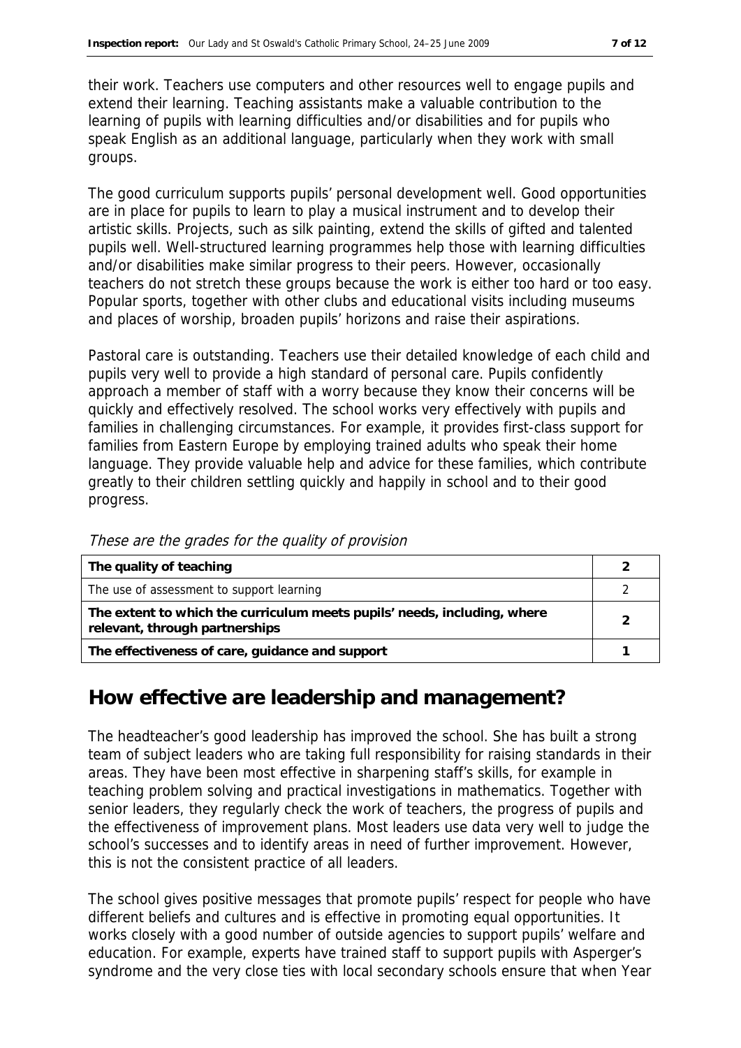their work. Teachers use computers and other resources well to engage pupils and extend their learning. Teaching assistants make a valuable contribution to the learning of pupils with learning difficulties and/or disabilities and for pupils who speak English as an additional language, particularly when they work with small groups.

The good curriculum supports pupils' personal development well. Good opportunities are in place for pupils to learn to play a musical instrument and to develop their artistic skills. Projects, such as silk painting, extend the skills of gifted and talented pupils well. Well-structured learning programmes help those with learning difficulties and/or disabilities make similar progress to their peers. However, occasionally teachers do not stretch these groups because the work is either too hard or too easy. Popular sports, together with other clubs and educational visits including museums and places of worship, broaden pupils' horizons and raise their aspirations.

Pastoral care is outstanding. Teachers use their detailed knowledge of each child and pupils very well to provide a high standard of personal care. Pupils confidently approach a member of staff with a worry because they know their concerns will be quickly and effectively resolved. The school works very effectively with pupils and families in challenging circumstances. For example, it provides first-class support for families from Eastern Europe by employing trained adults who speak their home language. They provide valuable help and advice for these families, which contribute greatly to their children settling quickly and happily in school and to their good progress.

*These are the grades for the quality of provision*

| | |
|---|---|
| **The quality of teaching** | **2** |
| The use of assessment to support learning | 2 |
| **The extent to which the curriculum meets pupils' needs, including, where relevant, through partnerships** | **2** |
| **The effectiveness of care, guidance and support** | **1** |

## How effective are leadership and management?

The headteacher's good leadership has improved the school. She has built a strong team of subject leaders who are taking full responsibility for raising standards in their areas. They have been most effective in sharpening staff's skills, for example in teaching problem solving and practical investigations in mathematics. Together with senior leaders, they regularly check the work of teachers, the progress of pupils and the effectiveness of improvement plans. Most leaders use data very well to judge the school's successes and to identify areas in need of further improvement. However, this is not the consistent practice of all leaders.

The school gives positive messages that promote pupils' respect for people who have different beliefs and cultures and is effective in promoting equal opportunities. It works closely with a good number of outside agencies to support pupils' welfare and education. For example, experts have trained staff to support pupils with Asperger's syndrome and the very close ties with local secondary schools ensure that when Year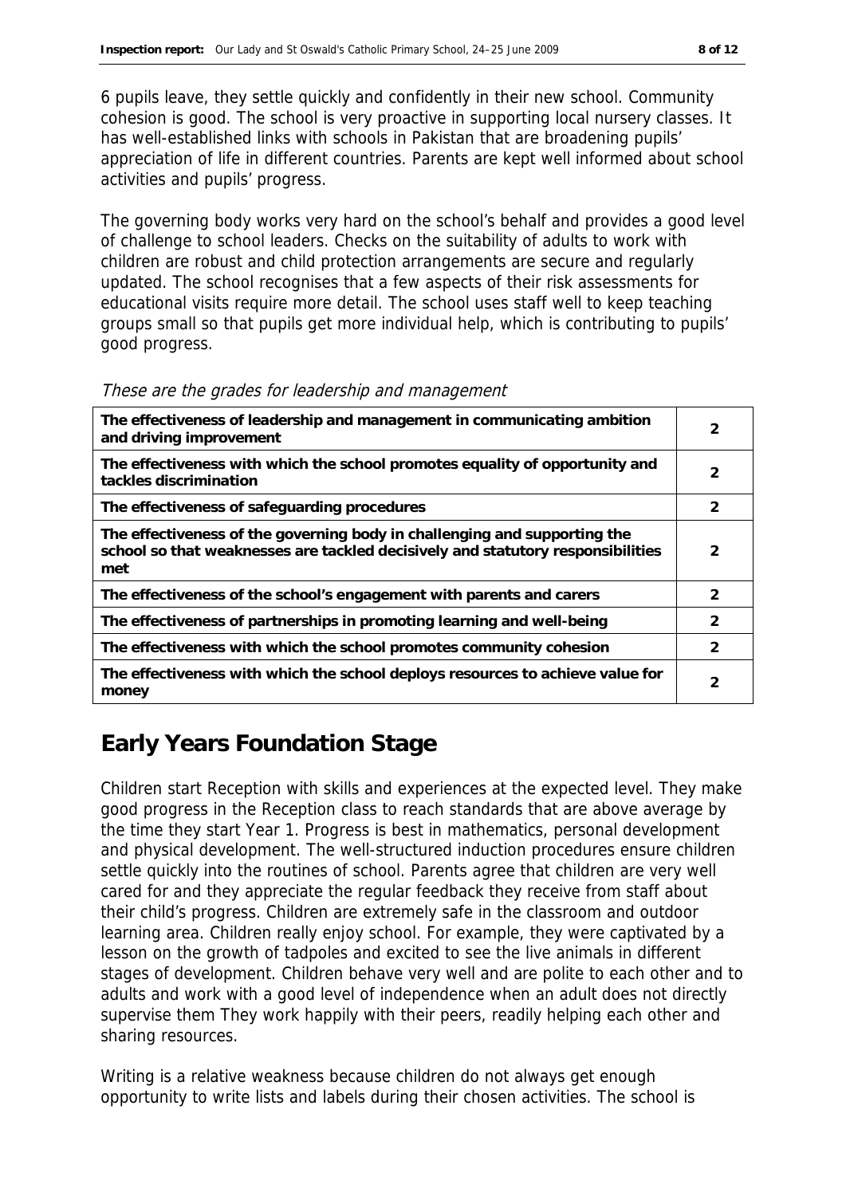6 pupils leave, they settle quickly and confidently in their new school. Community cohesion is good. The school is very proactive in supporting local nursery classes. It has well-established links with schools in Pakistan that are broadening pupils' appreciation of life in different countries. Parents are kept well informed about school activities and pupils' progress.

The governing body works very hard on the school's behalf and provides a good level of challenge to school leaders. Checks on the suitability of adults to work with children are robust and child protection arrangements are secure and regularly updated. The school recognises that a few aspects of their risk assessments for educational visits require more detail. The school uses staff well to keep teaching groups small so that pupils get more individual help, which is contributing to pupils' good progress.

*These are the grades for leadership and management*

| | |
|---|---|
| **The effectiveness of leadership and management in communicating ambition and driving improvement** | **2** |
| **The effectiveness with which the school promotes equality of opportunity and tackles discrimination** | **2** |
| **The effectiveness of safeguarding procedures** | **2** |
| **The effectiveness of the governing body in challenging and supporting the school so that weaknesses are tackled decisively and statutory responsibilities met** | **2** |
| **The effectiveness of the school's engagement with parents and carers** | **2** |
| **The effectiveness of partnerships in promoting learning and well-being** | **2** |
| **The effectiveness with which the school promotes community cohesion** | **2** |
| **The effectiveness with which the school deploys resources to achieve value for money** | **2** |

## Early Years Foundation Stage

Children start Reception with skills and experiences at the expected level. They make good progress in the Reception class to reach standards that are above average by the time they start Year 1. Progress is best in mathematics, personal development and physical development. The well-structured induction procedures ensure children settle quickly into the routines of school. Parents agree that children are very well cared for and they appreciate the regular feedback they receive from staff about their child's progress. Children are extremely safe in the classroom and outdoor learning area. Children really enjoy school. For example, they were captivated by a lesson on the growth of tadpoles and excited to see the live animals in different stages of development. Children behave very well and are polite to each other and to adults and work with a good level of independence when an adult does not directly supervise them They work happily with their peers, readily helping each other and sharing resources.

Writing is a relative weakness because children do not always get enough opportunity to write lists and labels during their chosen activities. The school is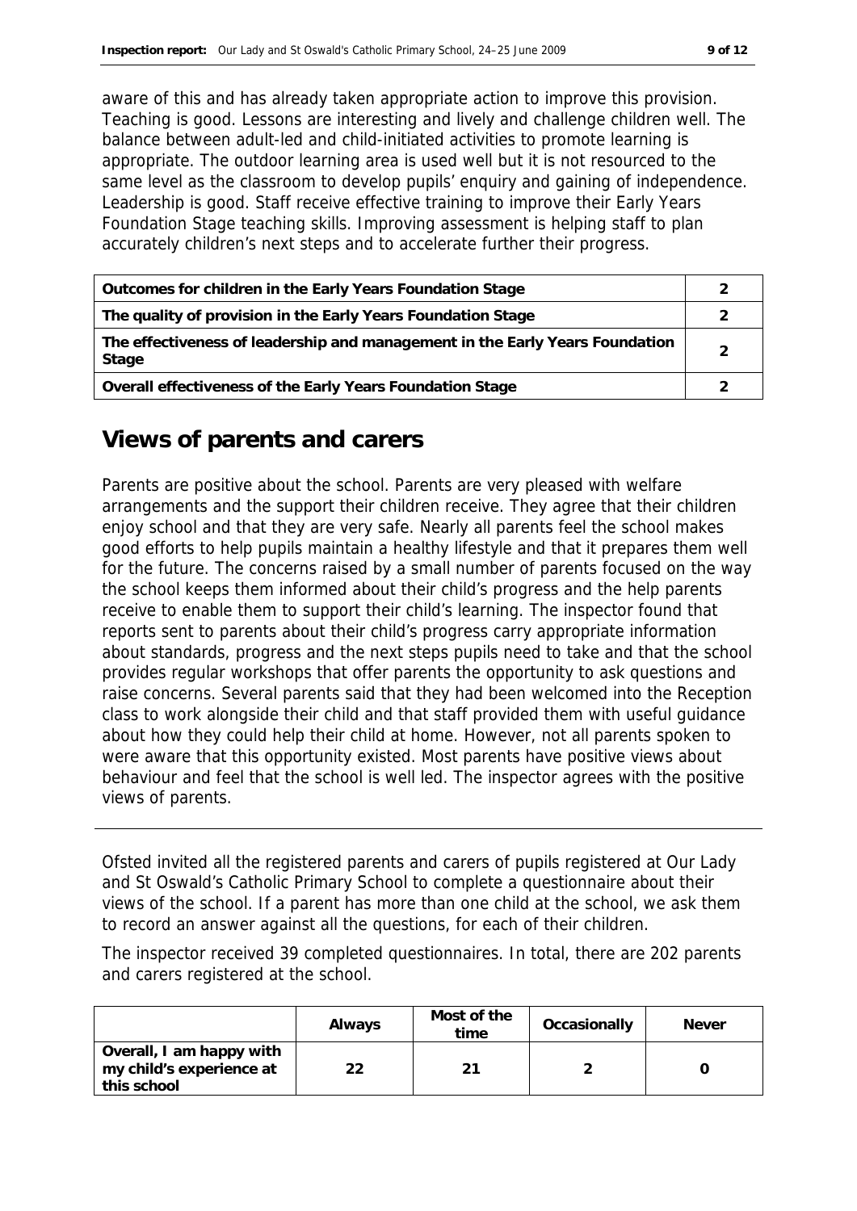aware of this and has already taken appropriate action to improve this provision. Teaching is good. Lessons are interesting and lively and challenge children well. The balance between adult-led and child-initiated activities to promote learning is appropriate. The outdoor learning area is used well but it is not resourced to the same level as the classroom to develop pupils' enquiry and gaining of independence. Leadership is good. Staff receive effective training to improve their Early Years Foundation Stage teaching skills. Improving assessment is helping staff to plan accurately children's next steps and to accelerate further their progress.

| | |
|---|---|
| **Outcomes for children in the Early Years Foundation Stage** | 2 |
| **The quality of provision in the Early Years Foundation Stage** | 2 |
| **The effectiveness of leadership and management in the Early Years Foundation Stage** | 2 |
| **Overall effectiveness of the Early Years Foundation Stage** | 2 |

## Views of parents and carers

Parents are positive about the school. Parents are very pleased with welfare arrangements and the support their children receive. They agree that their children enjoy school and that they are very safe. Nearly all parents feel the school makes good efforts to help pupils maintain a healthy lifestyle and that it prepares them well for the future. The concerns raised by a small number of parents focused on the way the school keeps them informed about their child's progress and the help parents receive to enable them to support their child's learning. The inspector found that reports sent to parents about their child's progress carry appropriate information about standards, progress and the next steps pupils need to take and that the school provides regular workshops that offer parents the opportunity to ask questions and raise concerns. Several parents said that they had been welcomed into the Reception class to work alongside their child and that staff provided them with useful guidance about how they could help their child at home. However, not all parents spoken to were aware that this opportunity existed. Most parents have positive views about behaviour and feel that the school is well led. The inspector agrees with the positive views of parents.

---

Ofsted invited all the registered parents and carers of pupils registered at Our Lady and St Oswald's Catholic Primary School to complete a questionnaire about their views of the school. If a parent has more than one child at the school, we ask them to record an answer against all the questions, for each of their children.

The inspector received 39 completed questionnaires. In total, there are 202 parents and carers registered at the school.

| | Always | Most of the time | Occasionally | Never |
|---|---|---|---|---|
| **Overall, I am happy with my child's experience at this school** | 22 | 21 | 2 | 0 |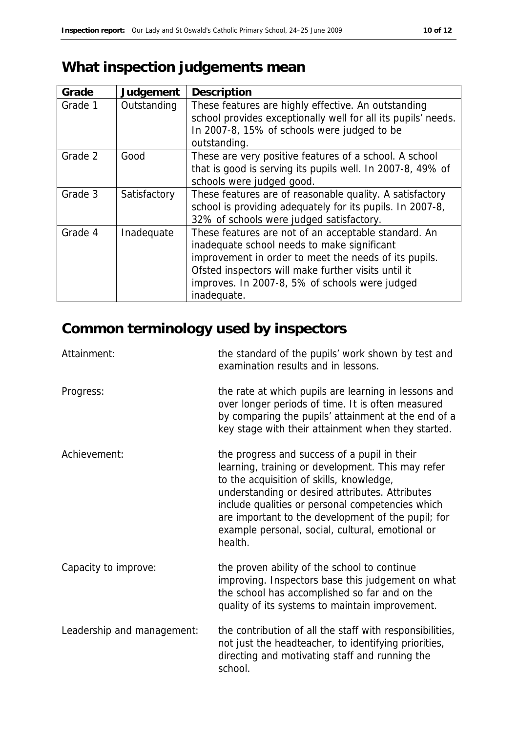# What inspection judgements mean

| Grade | Judgement | Description |
|---|---|---|
| Grade 1 | Outstanding | These features are highly effective. An outstanding school provides exceptionally well for all its pupils' needs. In 2007-8, 15% of schools were judged to be outstanding. |
| Grade 2 | Good | These are very positive features of a school. A school that is good is serving its pupils well. In 2007-8, 49% of schools were judged good. |
| Grade 3 | Satisfactory | These features are of reasonable quality. A satisfactory school is providing adequately for its pupils. In 2007-8, 32% of schools were judged satisfactory. |
| Grade 4 | Inadequate | These features are not of an acceptable standard. An inadequate school needs to make significant improvement in order to meet the needs of its pupils. Ofsted inspectors will make further visits until it improves. In 2007-8, 5% of schools were judged inadequate. |

# Common terminology used by inspectors

| | |
|---|---|
| Attainment: | the standard of the pupils' work shown by test and examination results and in lessons. |
| Progress: | the rate at which pupils are learning in lessons and over longer periods of time. It is often measured by comparing the pupils' attainment at the end of a key stage with their attainment when they started. |
| Achievement: | the progress and success of a pupil in their learning, training or development. This may refer to the acquisition of skills, knowledge, understanding or desired attributes. Attributes include qualities or personal competencies which are important to the development of the pupil; for example personal, social, cultural, emotional or health. |
| Capacity to improve: | the proven ability of the school to continue improving. Inspectors base this judgement on what the school has accomplished so far and on the quality of its systems to maintain improvement. |
| Leadership and management: | the contribution of all the staff with responsibilities, not just the headteacher, to identifying priorities, directing and motivating staff and running the school. |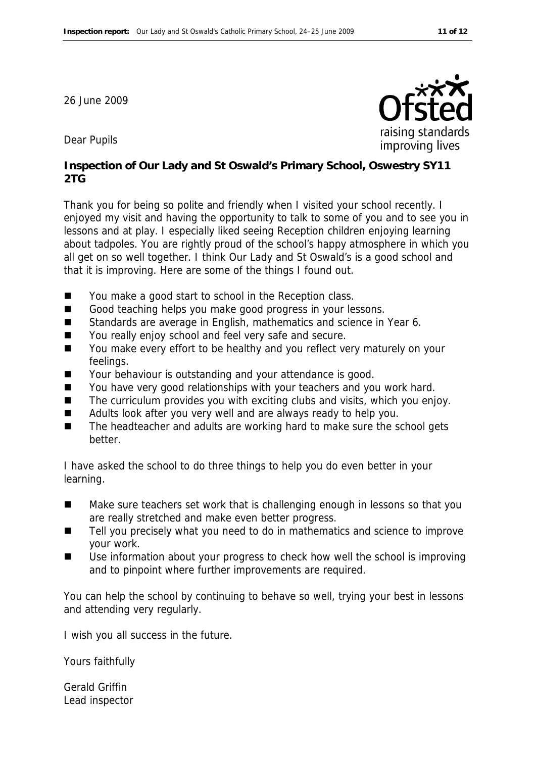26 June 2009

Dear Pupils

**Inspection of Our Lady and St Oswald's Primary School, Oswestry SY11 2TG**

Thank you for being so polite and friendly when I visited your school recently. I enjoyed my visit and having the opportunity to talk to some of you and to see you in lessons and at play. I especially liked seeing Reception children enjoying learning about tadpoles. You are rightly proud of the school's happy atmosphere in which you all get on so well together. I think Our Lady and St Oswald's is a good school and that it is improving. Here are some of the things I found out.

- You make a good start to school in the Reception class.
- Good teaching helps you make good progress in your lessons.
- Standards are average in English, mathematics and science in Year 6.
- You really enjoy school and feel very safe and secure.
- You make every effort to be healthy and you reflect very maturely on your feelings.
- Your behaviour is outstanding and your attendance is good.
- You have very good relationships with your teachers and you work hard.
- The curriculum provides you with exciting clubs and visits, which you enjoy.
- Adults look after you very well and are always ready to help you.
- The headteacher and adults are working hard to make sure the school gets better.

I have asked the school to do three things to help you do even better in your learning.

- Make sure teachers set work that is challenging enough in lessons so that you are really stretched and make even better progress.
- Tell you precisely what you need to do in mathematics and science to improve your work.
- Use information about your progress to check how well the school is improving and to pinpoint where further improvements are required.

You can help the school by continuing to behave so well, trying your best in lessons and attending very regularly.

I wish you all success in the future.

Yours faithfully

Gerald Griffin
Lead inspector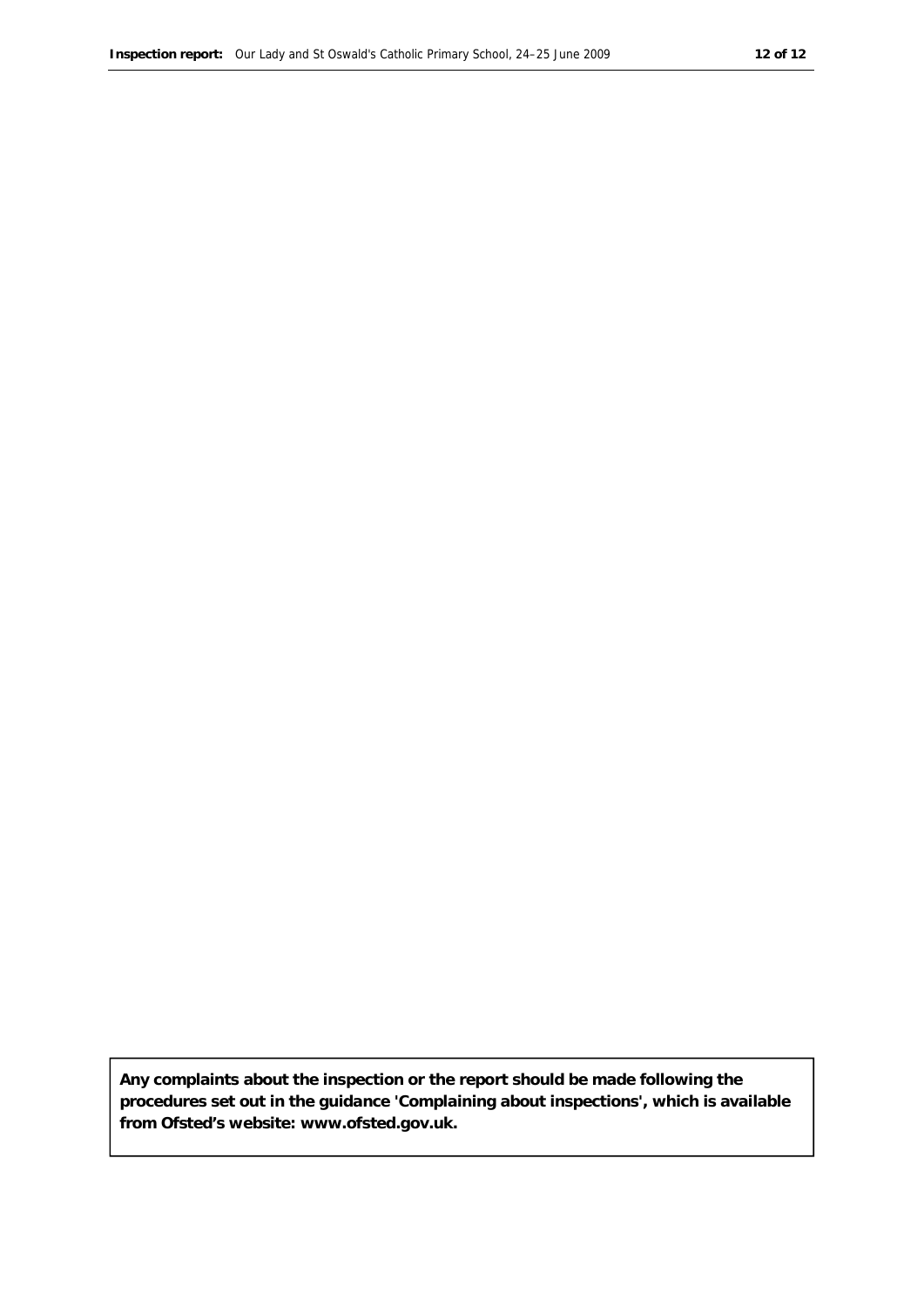**Any complaints about the inspection or the report should be made following the procedures set out in the guidance 'Complaining about inspections', which is available from Ofsted's website: www.ofsted.gov.uk.**